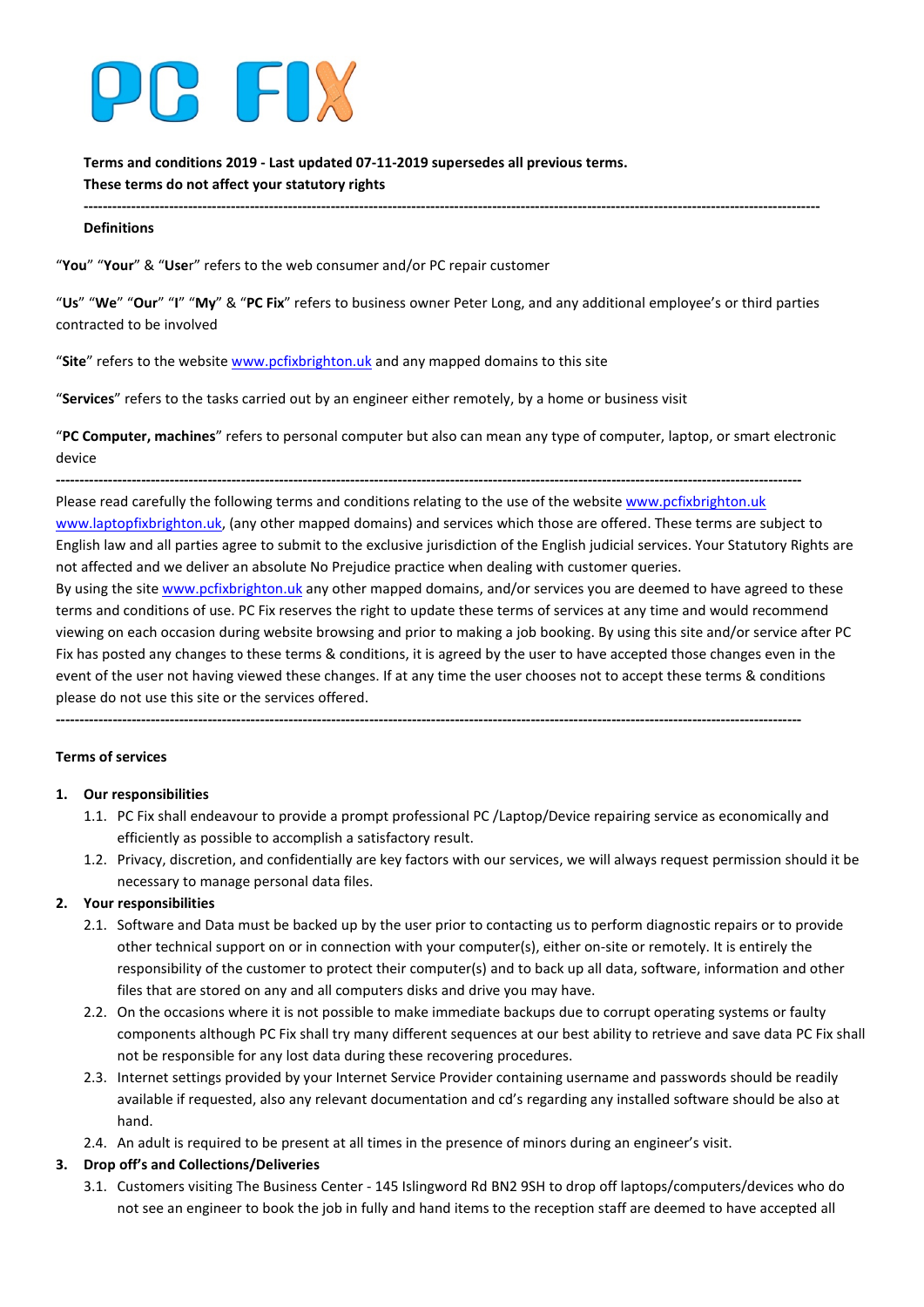# PC FIX

**Terms and conditions 2019 - Last updated 07-11-2019 supersedes all previous terms.**
**These terms do not affect your statutory rights**

---

**Definitions**

"**You**" "**Your**" & "**User**" refers to the web consumer and/or PC repair customer

"**Us**" "**We**" "**Our**" "**I**" "**My**" & "**PC Fix**" refers to business owner Peter Long, and any additional employee's or third parties contracted to be involved

"**Site**" refers to the website www.pcfixbrighton.uk and any mapped domains to this site

"**Services**" refers to the tasks carried out by an engineer either remotely, by a home or business visit

"**PC Computer, machines**" refers to personal computer but also can mean any type of computer, laptop, or smart electronic device

---

Please read carefully the following terms and conditions relating to the use of the website www.pcfixbrighton.uk www.laptopfixbrighton.uk, (any other mapped domains) and services which those are offered. These terms are subject to English law and all parties agree to submit to the exclusive jurisdiction of the English judicial services. Your Statutory Rights are not affected and we deliver an absolute No Prejudice practice when dealing with customer queries.
By using the site www.pcfixbrighton.uk any other mapped domains, and/or services you are deemed to have agreed to these terms and conditions of use. PC Fix reserves the right to update these terms of services at any time and would recommend viewing on each occasion during website browsing and prior to making a job booking. By using this site and/or service after PC Fix has posted any changes to these terms & conditions, it is agreed by the user to have accepted those changes even in the event of the user not having viewed these changes. If at any time the user chooses not to accept these terms & conditions please do not use this site or the services offered.

---

**Terms of services**

1. **Our responsibilities**
    - 1.1. PC Fix shall endeavour to provide a prompt professional PC /Laptop/Device repairing service as economically and efficiently as possible to accomplish a satisfactory result.
    - 1.2. Privacy, discretion, and confidentially are key factors with our services, we will always request permission should it be necessary to manage personal data files.
2. **Your responsibilities**
    - 2.1. Software and Data must be backed up by the user prior to contacting us to perform diagnostic repairs or to provide other technical support on or in connection with your computer(s), either on-site or remotely. It is entirely the responsibility of the customer to protect their computer(s) and to back up all data, software, information and other files that are stored on any and all computers disks and drive you may have.
    - 2.2. On the occasions where it is not possible to make immediate backups due to corrupt operating systems or faulty components although PC Fix shall try many different sequences at our best ability to retrieve and save data PC Fix shall not be responsible for any lost data during these recovering procedures.
    - 2.3. Internet settings provided by your Internet Service Provider containing username and passwords should be readily available if requested, also any relevant documentation and cd's regarding any installed software should be also at hand.
    - 2.4. An adult is required to be present at all times in the presence of minors during an engineer's visit.
3. **Drop off's and Collections/Deliveries**
    - 3.1. Customers visiting The Business Center - 145 Islingword Rd BN2 9SH to drop off laptops/computers/devices who do not see an engineer to book the job in fully and hand items to the reception staff are deemed to have accepted all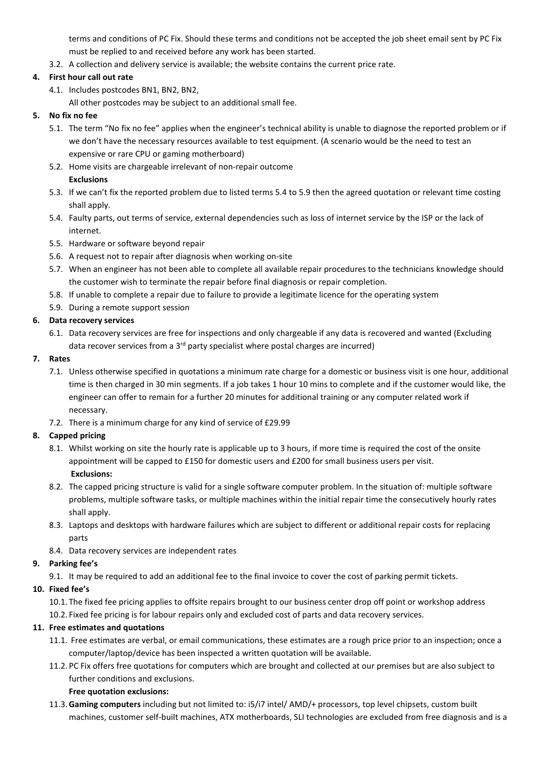terms and conditions of PC Fix. Should these terms and conditions not be accepted the job sheet email sent by PC Fix must be replied to and received before any work has been started.

3.2. A collection and delivery service is available; the website contains the current price rate.

**4. First hour call out rate**

4.1. Includes postcodes BN1, BN2, BN2,
All other postcodes may be subject to an additional small fee.

**5. No fix no fee**

5.1. The term "No fix no fee" applies when the engineer's technical ability is unable to diagnose the reported problem or if we don't have the necessary resources available to test equipment. (A scenario would be the need to test an expensive or rare CPU or gaming motherboard)

5.2. Home visits are chargeable irrelevant of non-repair outcome

**Exclusions**

5.3. If we can't fix the reported problem due to listed terms 5.4 to 5.9 then the agreed quotation or relevant time costing shall apply.

5.4. Faulty parts, out terms of service, external dependencies such as loss of internet service by the ISP or the lack of internet.

5.5. Hardware or software beyond repair

5.6. A request not to repair after diagnosis when working on-site

5.7. When an engineer has not been able to complete all available repair procedures to the technicians knowledge should the customer wish to terminate the repair before final diagnosis or repair completion.

5.8. If unable to complete a repair due to failure to provide a legitimate licence for the operating system

5.9. During a remote support session

**6. Data recovery services**

6.1. Data recovery services are free for inspections and only chargeable if any data is recovered and wanted (Excluding data recover services from a 3rd party specialist where postal charges are incurred)

**7. Rates**

7.1. Unless otherwise specified in quotations a minimum rate charge for a domestic or business visit is one hour, additional time is then charged in 30 min segments. If a job takes 1 hour 10 mins to complete and if the customer would like, the engineer can offer to remain for a further 20 minutes for additional training or any computer related work if necessary.

7.2. There is a minimum charge for any kind of service of £29.99

**8. Capped pricing**

8.1. Whilst working on site the hourly rate is applicable up to 3 hours, if more time is required the cost of the onsite appointment will be capped to £150 for domestic users and £200 for small business users per visit.

**Exclusions:**

8.2. The capped pricing structure is valid for a single software computer problem. In the situation of: multiple software problems, multiple software tasks, or multiple machines within the initial repair time the consecutively hourly rates shall apply.

8.3. Laptops and desktops with hardware failures which are subject to different or additional repair costs for replacing parts

8.4. Data recovery services are independent rates

**9. Parking fee's**

9.1. It may be required to add an additional fee to the final invoice to cover the cost of parking permit tickets.

**10. Fixed fee's**

10.1. The fixed fee pricing applies to offsite repairs brought to our business center drop off point or workshop address

10.2. Fixed fee pricing is for labour repairs only and excluded cost of parts and data recovery services.

**11. Free estimates and quotations**

11.1. Free estimates are verbal, or email communications, these estimates are a rough price prior to an inspection; once a computer/laptop/device has been inspected a written quotation will be available.

11.2. PC Fix offers free quotations for computers which are brought and collected at our premises but are also subject to further conditions and exclusions.

**Free quotation exclusions:**

11.3. **Gaming computers** including but not limited to: i5/i7 intel/ AMD/+ processors, top level chipsets, custom built machines, customer self-built machines, ATX motherboards, SLI technologies are excluded from free diagnosis and is a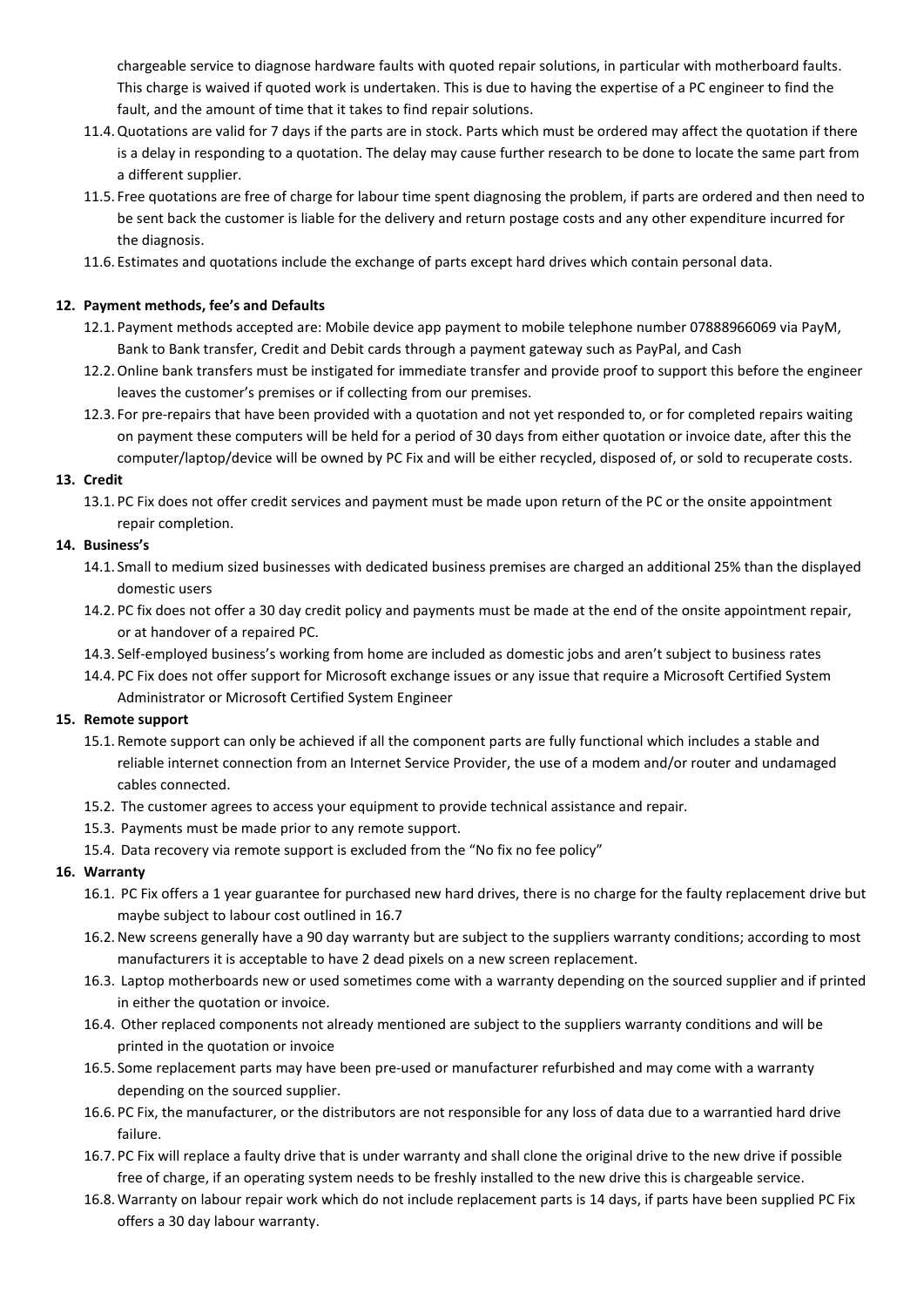chargeable service to diagnose hardware faults with quoted repair solutions, in particular with motherboard faults. This charge is waived if quoted work is undertaken. This is due to having the expertise of a PC engineer to find the fault, and the amount of time that it takes to find repair solutions.

11.4. Quotations are valid for 7 days if the parts are in stock. Parts which must be ordered may affect the quotation if there is a delay in responding to a quotation. The delay may cause further research to be done to locate the same part from a different supplier.

11.5. Free quotations are free of charge for labour time spent diagnosing the problem, if parts are ordered and then need to be sent back the customer is liable for the delivery and return postage costs and any other expenditure incurred for the diagnosis.

11.6. Estimates and quotations include the exchange of parts except hard drives which contain personal data.

**12. Payment methods, fee's and Defaults**

12.1. Payment methods accepted are: Mobile device app payment to mobile telephone number 07888966069 via PayM, Bank to Bank transfer, Credit and Debit cards through a payment gateway such as PayPal, and Cash

12.2. Online bank transfers must be instigated for immediate transfer and provide proof to support this before the engineer leaves the customer's premises or if collecting from our premises.

12.3. For pre-repairs that have been provided with a quotation and not yet responded to, or for completed repairs waiting on payment these computers will be held for a period of 30 days from either quotation or invoice date, after this the computer/laptop/device will be owned by PC Fix and will be either recycled, disposed of, or sold to recuperate costs.

**13. Credit**

13.1. PC Fix does not offer credit services and payment must be made upon return of the PC or the onsite appointment repair completion.

**14. Business's**

14.1. Small to medium sized businesses with dedicated business premises are charged an additional 25% than the displayed domestic users

14.2. PC fix does not offer a 30 day credit policy and payments must be made at the end of the onsite appointment repair, or at handover of a repaired PC.

14.3. Self-employed business's working from home are included as domestic jobs and aren't subject to business rates

14.4. PC Fix does not offer support for Microsoft exchange issues or any issue that require a Microsoft Certified System Administrator or Microsoft Certified System Engineer

**15. Remote support**

15.1. Remote support can only be achieved if all the component parts are fully functional which includes a stable and reliable internet connection from an Internet Service Provider, the use of a modem and/or router and undamaged cables connected.

15.2. The customer agrees to access your equipment to provide technical assistance and repair.

15.3. Payments must be made prior to any remote support.

15.4. Data recovery via remote support is excluded from the "No fix no fee policy"

**16. Warranty**

16.1. PC Fix offers a 1 year guarantee for purchased new hard drives, there is no charge for the faulty replacement drive but maybe subject to labour cost outlined in 16.7

16.2. New screens generally have a 90 day warranty but are subject to the suppliers warranty conditions; according to most manufacturers it is acceptable to have 2 dead pixels on a new screen replacement.

16.3. Laptop motherboards new or used sometimes come with a warranty depending on the sourced supplier and if printed in either the quotation or invoice.

16.4. Other replaced components not already mentioned are subject to the suppliers warranty conditions and will be printed in the quotation or invoice

16.5. Some replacement parts may have been pre-used or manufacturer refurbished and may come with a warranty depending on the sourced supplier.

16.6. PC Fix, the manufacturer, or the distributors are not responsible for any loss of data due to a warrantied hard drive failure.

16.7. PC Fix will replace a faulty drive that is under warranty and shall clone the original drive to the new drive if possible free of charge, if an operating system needs to be freshly installed to the new drive this is chargeable service.

16.8. Warranty on labour repair work which do not include replacement parts is 14 days, if parts have been supplied PC Fix offers a 30 day labour warranty.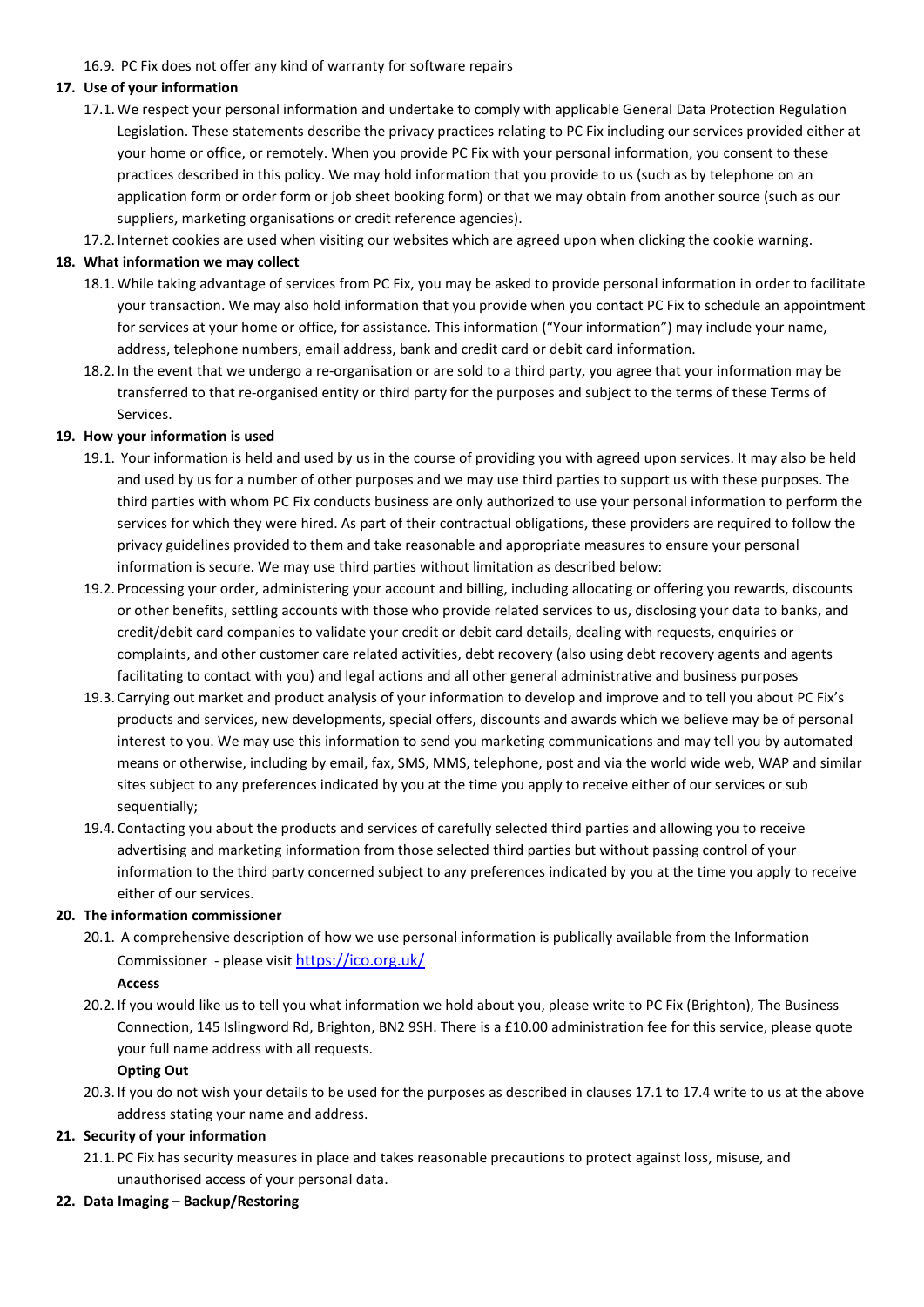16.9. PC Fix does not offer any kind of warranty for software repairs

**17. Use of your information**

17.1. We respect your personal information and undertake to comply with applicable General Data Protection Regulation Legislation. These statements describe the privacy practices relating to PC Fix including our services provided either at your home or office, or remotely. When you provide PC Fix with your personal information, you consent to these practices described in this policy. We may hold information that you provide to us (such as by telephone on an application form or order form or job sheet booking form) or that we may obtain from another source (such as our suppliers, marketing organisations or credit reference agencies).

17.2. Internet cookies are used when visiting our websites which are agreed upon when clicking the cookie warning.

**18. What information we may collect**

18.1. While taking advantage of services from PC Fix, you may be asked to provide personal information in order to facilitate your transaction. We may also hold information that you provide when you contact PC Fix to schedule an appointment for services at your home or office, for assistance. This information ("Your information") may include your name, address, telephone numbers, email address, bank and credit card or debit card information.

18.2. In the event that we undergo a re-organisation or are sold to a third party, you agree that your information may be transferred to that re-organised entity or third party for the purposes and subject to the terms of these Terms of Services.

**19. How your information is used**

19.1. Your information is held and used by us in the course of providing you with agreed upon services. It may also be held and used by us for a number of other purposes and we may use third parties to support us with these purposes. The third parties with whom PC Fix conducts business are only authorized to use your personal information to perform the services for which they were hired. As part of their contractual obligations, these providers are required to follow the privacy guidelines provided to them and take reasonable and appropriate measures to ensure your personal information is secure. We may use third parties without limitation as described below:

19.2. Processing your order, administering your account and billing, including allocating or offering you rewards, discounts or other benefits, settling accounts with those who provide related services to us, disclosing your data to banks, and credit/debit card companies to validate your credit or debit card details, dealing with requests, enquiries or complaints, and other customer care related activities, debt recovery (also using debt recovery agents and agents facilitating to contact with you) and legal actions and all other general administrative and business purposes

19.3. Carrying out market and product analysis of your information to develop and improve and to tell you about PC Fix's products and services, new developments, special offers, discounts and awards which we believe may be of personal interest to you. We may use this information to send you marketing communications and may tell you by automated means or otherwise, including by email, fax, SMS, MMS, telephone, post and via the world wide web, WAP and similar sites subject to any preferences indicated by you at the time you apply to receive either of our services or sub sequentially;

19.4. Contacting you about the products and services of carefully selected third parties and allowing you to receive advertising and marketing information from those selected third parties but without passing control of your information to the third party concerned subject to any preferences indicated by you at the time you apply to receive either of our services.

**20. The information commissioner**

20.1. A comprehensive description of how we use personal information is publically available from the Information Commissioner - please visit https://ico.org.uk/

**Access**

20.2. If you would like us to tell you what information we hold about you, please write to PC Fix (Brighton), The Business Connection, 145 Islingword Rd, Brighton, BN2 9SH. There is a £10.00 administration fee for this service, please quote your full name address with all requests.

**Opting Out**

20.3. If you do not wish your details to be used for the purposes as described in clauses 17.1 to 17.4 write to us at the above address stating your name and address.

**21. Security of your information**

21.1. PC Fix has security measures in place and takes reasonable precautions to protect against loss, misuse, and unauthorised access of your personal data.

**22. Data Imaging – Backup/Restoring**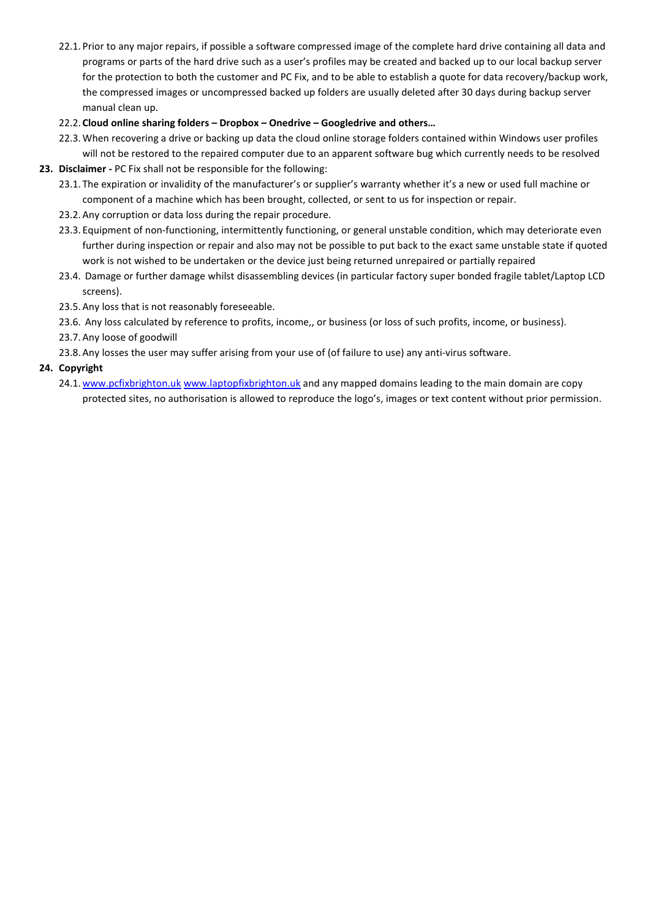22.1. Prior to any major repairs, if possible a software compressed image of the complete hard drive containing all data and programs or parts of the hard drive such as a user's profiles may be created and backed up to our local backup server for the protection to both the customer and PC Fix, and to be able to establish a quote for data recovery/backup work, the compressed images or uncompressed backed up folders are usually deleted after 30 days during backup server manual clean up.

22.2. **Cloud online sharing folders – Dropbox – Onedrive – Googledrive and others…**

22.3. When recovering a drive or backing up data the cloud online storage folders contained within Windows user profiles will not be restored to the repaired computer due to an apparent software bug which currently needs to be resolved

**23. Disclaimer -** PC Fix shall not be responsible for the following:

23.1. The expiration or invalidity of the manufacturer's or supplier's warranty whether it's a new or used full machine or component of a machine which has been brought, collected, or sent to us for inspection or repair.

23.2. Any corruption or data loss during the repair procedure.

23.3. Equipment of non-functioning, intermittently functioning, or general unstable condition, which may deteriorate even further during inspection or repair and also may not be possible to put back to the exact same unstable state if quoted work is not wished to be undertaken or the device just being returned unrepaired or partially repaired

23.4. Damage or further damage whilst disassembling devices (in particular factory super bonded fragile tablet/Laptop LCD screens).

23.5. Any loss that is not reasonably foreseeable.

23.6. Any loss calculated by reference to profits, income,, or business (or loss of such profits, income, or business).

23.7. Any loose of goodwill

23.8. Any losses the user may suffer arising from your use of (of failure to use) any anti-virus software.

**24. Copyright**

24.1. www.pcfixbrighton.uk www.laptopfixbrighton.uk and any mapped domains leading to the main domain are copy protected sites, no authorisation is allowed to reproduce the logo's, images or text content without prior permission.